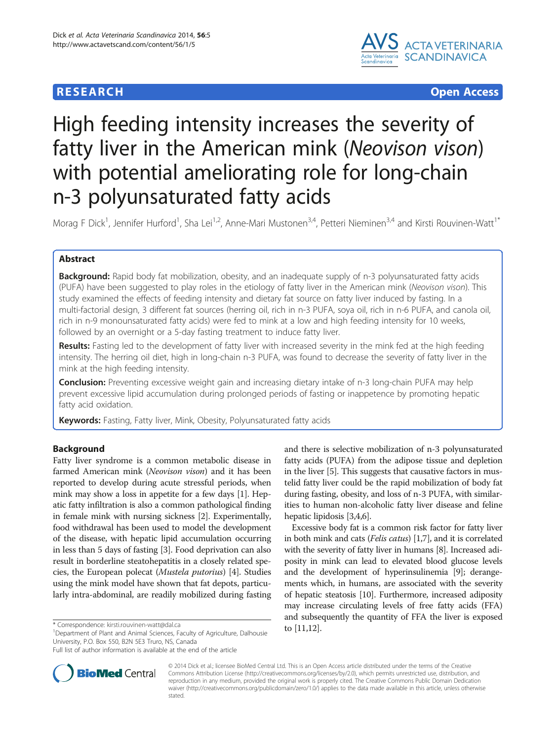**RESEARCH Open Access**

# High feeding intensity increases the severity of fatty liver in the American mink (*Neovison vison*) with potential ameliorating role for long-chain n-3 polyunsaturated fatty acids

Morag F Dick[1], Jennifer Hurford[1], Sha Lei[1,2], Anne-Mari Mustonen[3,4], Petteri Nieminen[3,4] and Kirsti Rouvinen-Watt[1*]

## Abstract

**Background:** Rapid body fat mobilization, obesity, and an inadequate supply of n-3 polyunsaturated fatty acids (PUFA) have been suggested to play roles in the etiology of fatty liver in the American mink (*Neovison vison*). This study examined the effects of feeding intensity and dietary fat source on fatty liver induced by fasting. In a multi-factorial design, 3 different fat sources (herring oil, rich in n-3 PUFA, soya oil, rich in n-6 PUFA, and canola oil, rich in n-9 monounsaturated fatty acids) were fed to mink at a low and high feeding intensity for 10 weeks, followed by an overnight or a 5-day fasting treatment to induce fatty liver.

**Results:** Fasting led to the development of fatty liver with increased severity in the mink fed at the high feeding intensity. The herring oil diet, high in long-chain n-3 PUFA, was found to decrease the severity of fatty liver in the mink at the high feeding intensity.

**Conclusion:** Preventing excessive weight gain and increasing dietary intake of n-3 long-chain PUFA may help prevent excessive lipid accumulation during prolonged periods of fasting or inappetence by promoting hepatic fatty acid oxidation.

**Keywords:** Fasting, Fatty liver, Mink, Obesity, Polyunsaturated fatty acids

## Background

Fatty liver syndrome is a common metabolic disease in farmed American mink (*Neovison vison*) and it has been reported to develop during acute stressful periods, when mink may show a loss in appetite for a few days [1]. Hepatic fatty infiltration is also a common pathological finding in female mink with nursing sickness [2]. Experimentally, food withdrawal has been used to model the development of the disease, with hepatic lipid accumulation occurring in less than 5 days of fasting [3]. Food deprivation can also result in borderline steatohepatitis in a closely related species, the European polecat (*Mustela putorius*) [4]. Studies using the mink model have shown that fat depots, particularly intra-abdominal, are readily mobilized during fasting and there is selective mobilization of n-3 polyunsaturated fatty acids (PUFA) from the adipose tissue and depletion in the liver [5]. This suggests that causative factors in mustelid fatty liver could be the rapid mobilization of body fat during fasting, obesity, and loss of n-3 PUFA, with similarities to human non-alcoholic fatty liver disease and feline hepatic lipidosis [3,4,6].

Excessive body fat is a common risk factor for fatty liver in both mink and cats (*Felis catus*) [1,7], and it is correlated with the severity of fatty liver in humans [8]. Increased adiposity in mink can lead to elevated blood glucose levels and the development of hyperinsulinemia [9]; derangements which, in humans, are associated with the severity of hepatic steatosis [10]. Furthermore, increased adiposity may increase circulating levels of free fatty acids (FFA) and subsequently the quantity of FFA the liver is exposed to [11,12].

\* Correspondence: kirsti.rouvinen-watt@dal.ca
[1]Department of Plant and Animal Sciences, Faculty of Agriculture, Dalhousie University, P.O. Box 550, B2N 5E3 Truro, NS, Canada
Full list of author information is available at the end of the article

© 2014 Dick et al.; licensee BioMed Central Ltd. This is an Open Access article distributed under the terms of the Creative Commons Attribution License (http://creativecommons.org/licenses/by/2.0), which permits unrestricted use, distribution, and reproduction in any medium, provided the original work is properly cited. The Creative Commons Public Domain Dedication waiver (http://creativecommons.org/publicdomain/zero/1.0/) applies to the data made available in this article, unless otherwise stated.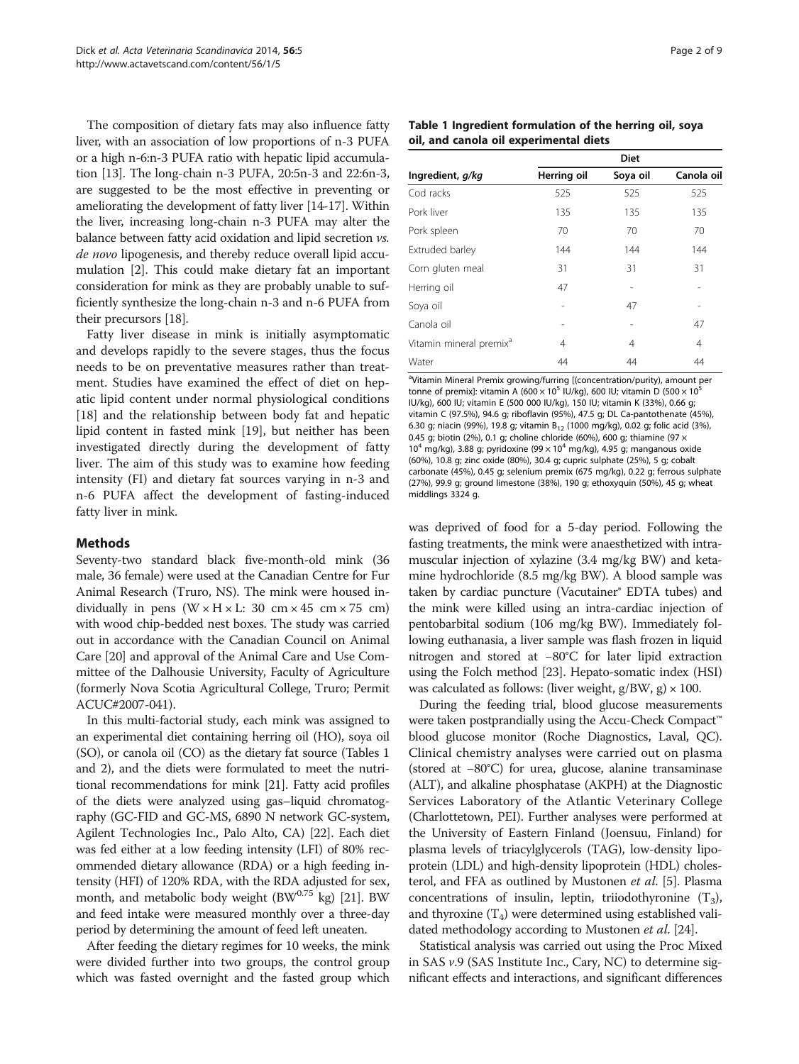The composition of dietary fats may also influence fatty liver, with an association of low proportions of n-3 PUFA or a high n-6:n-3 PUFA ratio with hepatic lipid accumulation [13]. The long-chain n-3 PUFA, 20:5n-3 and 22:6n-3, are suggested to be the most effective in preventing or ameliorating the development of fatty liver [14-17]. Within the liver, increasing long-chain n-3 PUFA may alter the balance between fatty acid oxidation and lipid secretion *vs.* *de novo* lipogenesis, and thereby reduce overall lipid accumulation [2]. This could make dietary fat an important consideration for mink as they are probably unable to sufficiently synthesize the long-chain n-3 and n-6 PUFA from their precursors [18].

Fatty liver disease in mink is initially asymptomatic and develops rapidly to the severe stages, thus the focus needs to be on preventative measures rather than treatment. Studies have examined the effect of diet on hepatic lipid content under normal physiological conditions [18] and the relationship between body fat and hepatic lipid content in fasted mink [19], but neither has been investigated directly during the development of fatty liver. The aim of this study was to examine how feeding intensity (FI) and dietary fat sources varying in n-3 and n-6 PUFA affect the development of fasting-induced fatty liver in mink.

## Methods

Seventy-two standard black five-month-old mink (36 male, 36 female) were used at the Canadian Centre for Fur Animal Research (Truro, NS). The mink were housed individually in pens (W × H × L: 30 cm × 45 cm × 75 cm) with wood chip-bedded nest boxes. The study was carried out in accordance with the Canadian Council on Animal Care [20] and approval of the Animal Care and Use Committee of the Dalhousie University, Faculty of Agriculture (formerly Nova Scotia Agricultural College, Truro; Permit ACUC#2007-041).

In this multi-factorial study, each mink was assigned to an experimental diet containing herring oil (HO), soya oil (SO), or canola oil (CO) as the dietary fat source (Tables 1 and 2), and the diets were formulated to meet the nutritional recommendations for mink [21]. Fatty acid profiles of the diets were analyzed using gas–liquid chromatography (GC-FID and GC-MS, 6890 N network GC-system, Agilent Technologies Inc., Palo Alto, CA) [22]. Each diet was fed either at a low feeding intensity (LFI) of 80% recommended dietary allowance (RDA) or a high feeding intensity (HFI) of 120% RDA, with the RDA adjusted for sex, month, and metabolic body weight ($BW^{0.75}$ kg) [21]. BW and feed intake were measured monthly over a three-day period by determining the amount of feed left uneaten.

After feeding the dietary regimes for 10 weeks, the mink were divided further into two groups, the control group which was fasted overnight and the fasted group which was deprived of food for a 5-day period. Following the fasting treatments, the mink were anaesthetized with intramuscular injection of xylazine (3.4 mg/kg BW) and ketamine hydrochloride (8.5 mg/kg BW). A blood sample was taken by cardiac puncture (Vacutainer® EDTA tubes) and the mink were killed using an intra-cardiac injection of pentobarbital sodium (106 mg/kg BW). Immediately following euthanasia, a liver sample was flash frozen in liquid nitrogen and stored at −80°C for later lipid extraction using the Folch method [23]. Hepato-somatic index (HSI) was calculated as follows: (liver weight, g/BW, g) × 100.

During the feeding trial, blood glucose measurements were taken postprandially using the Accu-Check Compact™ blood glucose monitor (Roche Diagnostics, Laval, QC). Clinical chemistry analyses were carried out on plasma (stored at −80°C) for urea, glucose, alanine transaminase (ALT), and alkaline phosphatase (AKPH) at the Diagnostic Services Laboratory of the Atlantic Veterinary College (Charlottetown, PEI). Further analyses were performed at the University of Eastern Finland (Joensuu, Finland) for plasma levels of triacylglycerols (TAG), low-density lipoprotein (LDL) and high-density lipoprotein (HDL) cholesterol, and FFA as outlined by Mustonen *et al.* [5]. Plasma concentrations of insulin, leptin, triiodothyronine ($T_3$), and thyroxine ($T_4$) were determined using established validated methodology according to Mustonen *et al.* [24].

Statistical analysis was carried out using the Proc Mixed in SAS *v.*9 (SAS Institute Inc., Cary, NC) to determine significant effects and interactions, and significant differences

**Table 1 Ingredient formulation of the herring oil, soya oil, and canola oil experimental diets**

| Ingredient, *g/kg* | Diet | | |
|---|---|---|---|
| | Herring oil | Soya oil | Canola oil |
| Cod racks | 525 | 525 | 525 |
| Pork liver | 135 | 135 | 135 |
| Pork spleen | 70 | 70 | 70 |
| Extruded barley | 144 | 144 | 144 |
| Corn gluten meal | 31 | 31 | 31 |
| Herring oil | 47 | - | - |
| Soya oil | - | 47 | - |
| Canola oil | - | - | 47 |
| Vitamin mineral premix[a] | 4 | 4 | 4 |
| Water | 44 | 44 | 44 |

[a]Vitamin Mineral Premix growing/furring [(concentration/purity), amount per tonne of premix]: vitamin A ($600 \times 10^5$ IU/kg), 600 IU; vitamin D ($500 \times 10^5$ IU/kg), 600 IU; vitamin E (500 000 IU/kg), 150 IU; vitamin K (33%), 0.66 g; vitamin C (97.5%), 94.6 g; riboflavin (95%), 47.5 g; DL Ca-pantothenate (45%), 6.30 g; niacin (99%), 19.8 g; vitamin $B_{12}$ (1000 mg/kg), 0.02 g; folic acid (3%), 0.45 g; biotin (2%), 0.1 g; choline chloride (60%), 600 g; thiamine ($97 \times 10^4$ mg/kg), 3.88 g; pyridoxine ($99 \times 10^4$ mg/kg), 4.95 g; manganous oxide (60%), 10.8 g; zinc oxide (80%), 30.4 g; cupric sulphate (25%), 5 g; cobalt carbonate (45%), 0.45 g; selenium premix (675 mg/kg), 0.22 g; ferrous sulphate (27%), 99.9 g; ground limestone (38%), 190 g; ethoxyquin (50%), 45 g; wheat middlings 3324 g.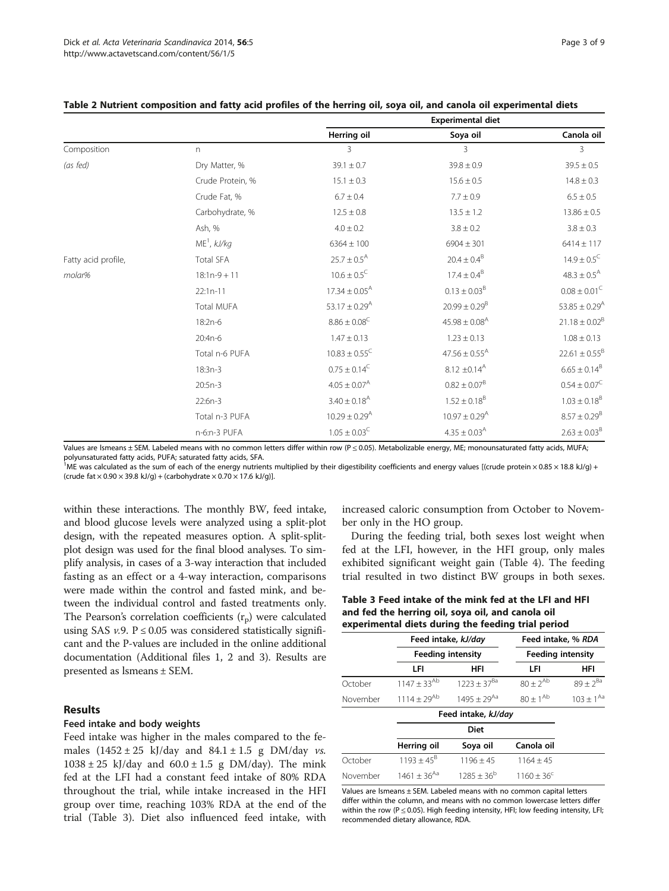**Table 2 Nutrient composition and fatty acid profiles of the herring oil, soya oil, and canola oil experimental diets**

| | | Experimental diet | | |
|---|---|---|---|---|
| | | Herring oil | Soya oil | Canola oil |
| Composition | n | 3 | 3 | 3 |
| *(as fed)* | Dry Matter, % | 39.1 ± 0.7 | 39.8 ± 0.9 | 39.5 ± 0.5 |
| | Crude Protein, % | 15.1 ± 0.3 | 15.6 ± 0.5 | 14.8 ± 0.3 |
| | Crude Fat, % | 6.7 ± 0.4 | 7.7 ± 0.9 | 6.5 ± 0.5 |
| | Carbohydrate, % | 12.5 ± 0.8 | 13.5 ± 1.2 | 13.86 ± 0.5 |
| | Ash, % | 4.0 ± 0.2 | 3.8 ± 0.2 | 3.8 ± 0.3 |
| | ME[1], *kJ/kg* | 6364 ± 100 | 6904 ± 301 | 6414 ± 117 |
| Fatty acid profile, | Total SFA | $25.7 \pm 0.5^{A}$ | $20.4 \pm 0.4^{B}$ | $14.9 \pm 0.5^{C}$ |
| *molar%* | 18:1n-9 + 11 | $10.6 \pm 0.5^{C}$ | $17.4 \pm 0.4^{B}$ | $48.3 \pm 0.5^{A}$ |
| | 22:1n-11 | $17.34 \pm 0.05^{A}$ | $0.13 \pm 0.03^{B}$ | $0.08 \pm 0.01^{C}$ |
| | Total MUFA | $53.17 \pm 0.29^{A}$ | $20.99 \pm 0.29^{B}$ | $53.85 \pm 0.29^{A}$ |
| | 18:2n-6 | $8.86 \pm 0.08^{C}$ | $45.98 \pm 0.08^{A}$ | $21.18 \pm 0.02^{B}$ |
| | 20:4n-6 | 1.47 ± 0.13 | 1.23 ± 0.13 | 1.08 ± 0.13 |
| | Total n-6 PUFA | $10.83 \pm 0.55^{C}$ | $47.56 \pm 0.55^{A}$ | $22.61 \pm 0.55^{B}$ |
| | 18:3n-3 | $0.75 \pm 0.14^{C}$ | $8.12 \pm 0.14^{A}$ | $6.65 \pm 0.14^{B}$ |
| | 20:5n-3 | $4.05 \pm 0.07^{A}$ | $0.82 \pm 0.07^{B}$ | $0.54 \pm 0.07^{C}$ |
| | 22:6n-3 | $3.40 \pm 0.18^{A}$ | $1.52 \pm 0.18^{B}$ | $1.03 \pm 0.18^{B}$ |
| | Total n-3 PUFA | $10.29 \pm 0.29^{A}$ | $10.97 \pm 0.29^{A}$ | $8.57 \pm 0.29^{B}$ |
| | n-6:n-3 PUFA | $1.05 \pm 0.03^{C}$ | $4.35 \pm 0.03^{A}$ | $2.63 \pm 0.03^{B}$ |

Values are lsmeans ± SEM. Labeled means with no common letters differ within row ($P \leq 0.05$). Metabolizable energy, ME; monounsaturated fatty acids, MUFA; polyunsaturated fatty acids, PUFA; saturated fatty acids, SFA.
[1]ME was calculated as the sum of each of the energy nutrients multiplied by their digestibility coefficients and energy values [(crude protein × 0.85 × 18.8 kJ/g) + (crude fat × 0.90 × 39.8 kJ/g) + (carbohydrate × 0.70 × 17.6 kJ/g)].

within these interactions. The monthly BW, feed intake, and blood glucose levels were analyzed using a split-plot design, with the repeated measures option. A split-split-plot design was used for the final blood analyses. To simplify analysis, in cases of a 3-way interaction that included fasting as an effect or a 4-way interaction, comparisons were made within the control and fasted mink, and between the individual control and fasted treatments only. The Pearson's correlation coefficients ($r_p$) were calculated using SAS *v.*9. $P \leq 0.05$ was considered statistically significant and the P-values are included in the online additional documentation (Additional files 1, 2 and 3). Results are presented as lsmeans ± SEM.

## Results

### Feed intake and body weights

Feed intake was higher in the males compared to the females (1452 ± 25 kJ/day and 84.1 ± 1.5 g DM/day *vs.* 1038 ± 25 kJ/day and 60.0 ± 1.5 g DM/day). The mink fed at the LFI had a constant feed intake of 80% RDA throughout the trial, while intake increased in the HFI group over time, reaching 103% RDA at the end of the trial (Table 3). Diet also influenced feed intake, with increased caloric consumption from October to November only in the HO group.

During the feeding trial, both sexes lost weight when fed at the LFI, however, in the HFI group, only males exhibited significant weight gain (Table 4). The feeding trial resulted in two distinct BW groups in both sexes.

**Table 3 Feed intake of the mink fed at the LFI and HFI and fed the herring oil, soya oil, and canola oil experimental diets during the feeding trial period**

| | Feed intake, *kJ/day* | | Feed intake, % *RDA* | |
|---|---|---|---|---|
| | Feeding intensity | | Feeding intensity | |
| | LFI | HFI | LFI | HFI |
| October | $1147 \pm 33^{Ab}$ | $1223 \pm 37^{Ba}$ | $80 \pm 2^{Ab}$ | $89 \pm 2^{Ba}$ |
| November | $1114 \pm 29^{Ab}$ | $1495 \pm 29^{Aa}$ | $80 \pm 1^{Ab}$ | $103 \pm 1^{Aa}$ |

| | Feed intake, *kJ/day* | | |
|---|---|---|---|
| | Diet | | |
| | Herring oil | Soya oil | Canola oil |
| October | $1193 \pm 45^{B}$ | 1196 ± 45 | 1164 ± 45 |
| November | $1461 \pm 36^{Aa}$ | $1285 \pm 36^{b}$ | $1160 \pm 36^{c}$ |

Values are lsmeans ± SEM. Labeled means with no common capital letters differ within the column, and means with no common lowercase letters differ within the row ($P \leq 0.05$). High feeding intensity, HFI; low feeding intensity, LFI; recommended dietary allowance, RDA.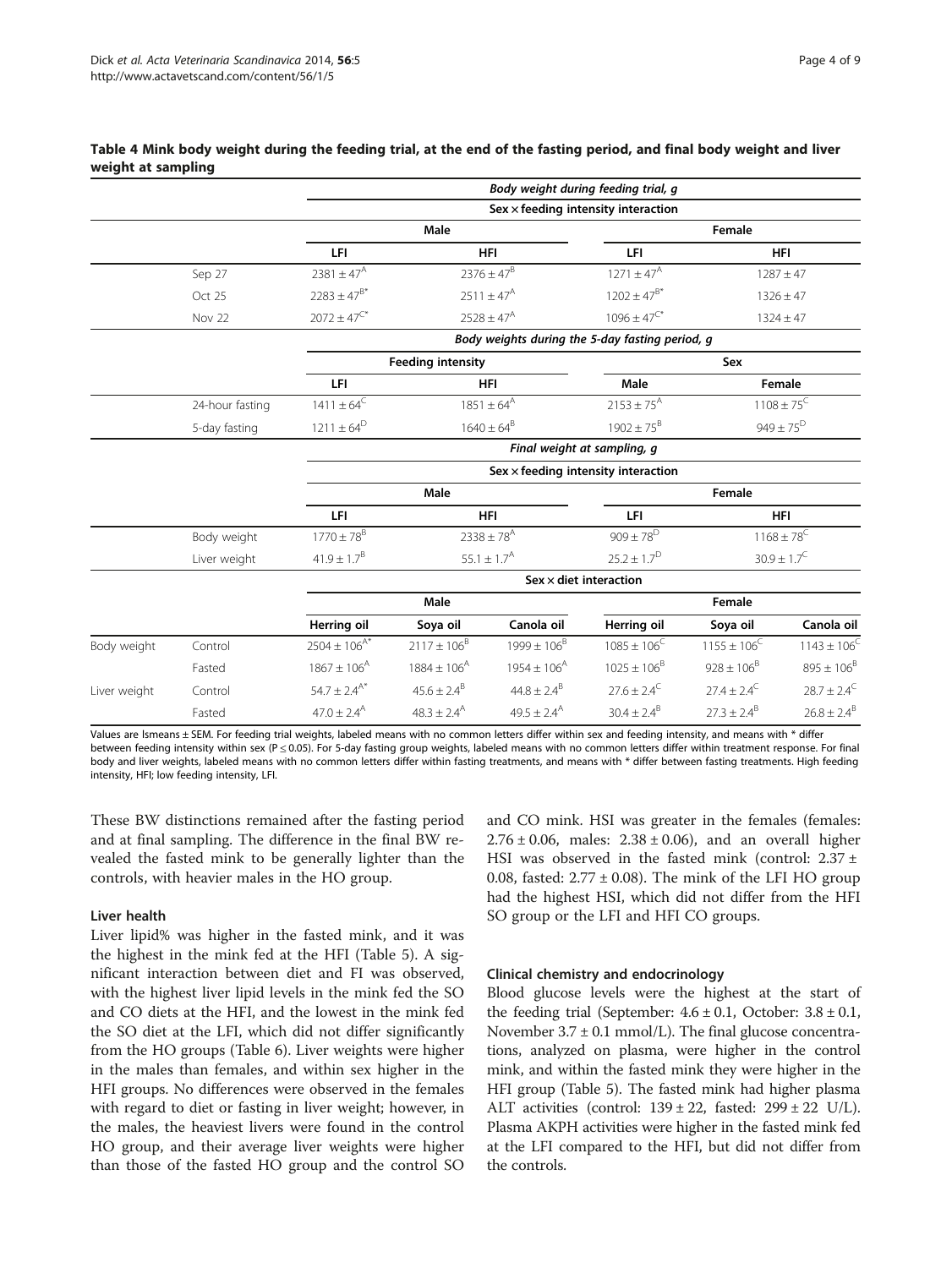**Table 4 Mink body weight during the feeding trial, at the end of the fasting period, and final body weight and liver weight at sampling**

| | | Body weight during feeding trial, g | | | | | |
|---|---|---|---|---|---|---|---|
| | | Sex × feeding intensity interaction | | | | | |
| | | Male | | | Female | | |
| | | LFI | HFI | | LFI | HFI | |
| | Sep 27 | $2381 \pm 47^{A}$ | $2376 \pm 47^{B}$ | | $1271 \pm 47^{A}$ | $1287 \pm 47$ | |
| | Oct 25 | $2283 \pm 47^{B*}$ | $2511 \pm 47^{A}$ | | $1202 \pm 47^{B*}$ | $1326 \pm 47$ | |
| | Nov 22 | $2072 \pm 47^{C*}$ | $2528 \pm 47^{A}$ | | $1096 \pm 47^{C*}$ | $1324 \pm 47$ | |
| | | Body weights during the 5-day fasting period, g | | | | | |
| | | Feeding intensity | | | Sex | | |
| | | LFI | HFI | | Male | Female | |
| | 24-hour fasting | $1411 \pm 64^{C}$ | $1851 \pm 64^{A}$ | | $2153 \pm 75^{A}$ | $1108 \pm 75^{C}$ | |
| | 5-day fasting | $1211 \pm 64^{D}$ | $1640 \pm 64^{B}$ | | $1902 \pm 75^{B}$ | $949 \pm 75^{D}$ | |
| | | Final weight at sampling, g | | | | | |
| | | Sex × feeding intensity interaction | | | | | |
| | | Male | | | Female | | |
| | | LFI | HFI | | LFI | HFI | |
| | Body weight | $1770 \pm 78^{B}$ | $2338 \pm 78^{A}$ | | $909 \pm 78^{D}$ | $1168 \pm 78^{C}$ | |
| | Liver weight | $41.9 \pm 1.7^{B}$ | $55.1 \pm 1.7^{A}$ | | $25.2 \pm 1.7^{D}$ | $30.9 \pm 1.7^{C}$ | |
| | | Sex × diet interaction | | | | | |
| | | Male | | | Female | | |
| | | Herring oil | Soya oil | Canola oil | Herring oil | Soya oil | Canola oil |
| Body weight | Control | $2504 \pm 106^{A*}$ | $2117 \pm 106^{B}$ | $1999 \pm 106^{B}$ | $1085 \pm 106^{C}$ | $1155 \pm 106^{C}$ | $1143 \pm 106^{C}$ |
| | Fasted | $1867 \pm 106^{A}$ | $1884 \pm 106^{A}$ | $1954 \pm 106^{A}$ | $1025 \pm 106^{B}$ | $928 \pm 106^{B}$ | $895 \pm 106^{B}$ |
| Liver weight | Control | $54.7 \pm 2.4^{A*}$ | $45.6 \pm 2.4^{B}$ | $44.8 \pm 2.4^{B}$ | $27.6 \pm 2.4^{C}$ | $27.4 \pm 2.4^{C}$ | $28.7 \pm 2.4^{C}$ |
| | Fasted | $47.0 \pm 2.4^{A}$ | $48.3 \pm 2.4^{A}$ | $49.5 \pm 2.4^{A}$ | $30.4 \pm 2.4^{B}$ | $27.3 \pm 2.4^{B}$ | $26.8 \pm 2.4^{B}$ |

Values are lsmeans ± SEM. For feeding trial weights, labeled means with no common letters differ within sex and feeding intensity, and means with * differ between feeding intensity within sex ($P \leq 0.05$). For 5-day fasting group weights, labeled means with no common letters differ within treatment response. For final body and liver weights, labeled means with no common letters differ within fasting treatments, and means with * differ between fasting treatments. High feeding intensity, HFI; low feeding intensity, LFI.

These BW distinctions remained after the fasting period and at final sampling. The difference in the final BW revealed the fasted mink to be generally lighter than the controls, with heavier males in the HO group.

### Liver health

Liver lipid% was higher in the fasted mink, and it was the highest in the mink fed at the HFI (Table 5). A significant interaction between diet and FI was observed, with the highest liver lipid levels in the mink fed the SO and CO diets at the HFI, and the lowest in the mink fed the SO diet at the LFI, which did not differ significantly from the HO groups (Table 6). Liver weights were higher in the males than females, and within sex higher in the HFI groups. No differences were observed in the females with regard to diet or fasting in liver weight; however, in the males, the heaviest livers were found in the control HO group, and their average liver weights were higher than those of the fasted HO group and the control SO and CO mink. HSI was greater in the females (females: $2.76 \pm 0.06$, males: $2.38 \pm 0.06$), and an overall higher HSI was observed in the fasted mink (control: $2.37 \pm 0.08$, fasted: $2.77 \pm 0.08$). The mink of the LFI HO group had the highest HSI, which did not differ from the HFI SO group or the LFI and HFI CO groups.

### Clinical chemistry and endocrinology

Blood glucose levels were the highest at the start of the feeding trial (September: $4.6 \pm 0.1$, October: $3.8 \pm 0.1$, November $3.7 \pm 0.1$ mmol/L). The final glucose concentrations, analyzed on plasma, were higher in the control mink, and within the fasted mink they were higher in the HFI group (Table 5). The fasted mink had higher plasma ALT activities (control: $139 \pm 22$, fasted: $299 \pm 22$ U/L). Plasma AKPH activities were higher in the fasted mink fed at the LFI compared to the HFI, but did not differ from the controls.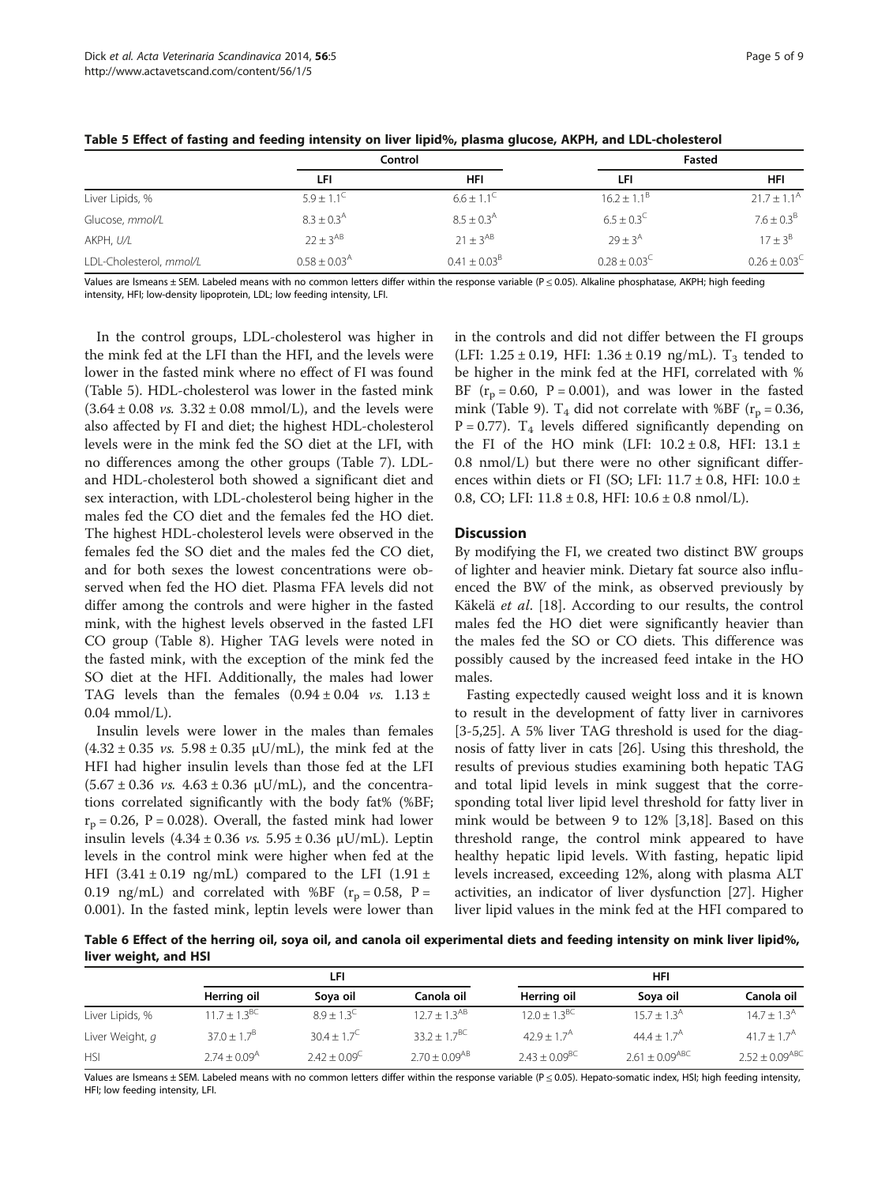**Table 5 Effect of fasting and feeding intensity on liver lipid%, plasma glucose, AKPH, and LDL-cholesterol**

| | Control | | Fasted | |
|---|---|---|---|---|
| | LFI | HFI | LFI | HFI |
| Liver Lipids, % | $5.9 \pm 1.1^{C}$ | $6.6 \pm 1.1^{C}$ | $16.2 \pm 1.1^{B}$ | $21.7 \pm 1.1^{A}$ |
| Glucose, *mmol/L* | $8.3 \pm 0.3^{A}$ | $8.5 \pm 0.3^{A}$ | $6.5 \pm 0.3^{C}$ | $7.6 \pm 0.3^{B}$ |
| AKPH, *U/L* | $22 \pm 3^{AB}$ | $21 \pm 3^{AB}$ | $29 \pm 3^{A}$ | $17 \pm 3^{B}$ |
| LDL-Cholesterol, *mmol/L* | $0.58 \pm 0.03^{A}$ | $0.41 \pm 0.03^{B}$ | $0.28 \pm 0.03^{C}$ | $0.26 \pm 0.03^{C}$ |

Values are lsmeans ± SEM. Labeled means with no common letters differ within the response variable ($P \leq 0.05$). Alkaline phosphatase, AKPH; high feeding intensity, HFI; low-density lipoprotein, LDL; low feeding intensity, LFI.

In the control groups, LDL-cholesterol was higher in the mink fed at the LFI than the HFI, and the levels were lower in the fasted mink where no effect of FI was found (Table 5). HDL-cholesterol was lower in the fasted mink ($3.64 \pm 0.08$ *vs.* $3.32 \pm 0.08$ mmol/L), and the levels were also affected by FI and diet; the highest HDL-cholesterol levels were in the mink fed the SO diet at the LFI, with no differences among the other groups (Table 7). LDL- and HDL-cholesterol both showed a significant diet and sex interaction, with LDL-cholesterol being higher in the males fed the CO diet and the females fed the HO diet. The highest HDL-cholesterol levels were observed in the females fed the SO diet and the males fed the CO diet, and for both sexes the lowest concentrations were observed when fed the HO diet. Plasma FFA levels did not differ among the controls and were higher in the fasted mink, with the highest levels observed in the fasted LFI CO group (Table 8). Higher TAG levels were noted in the fasted mink, with the exception of the mink fed the SO diet at the HFI. Additionally, the males had lower TAG levels than the females ($0.94 \pm 0.04$ *vs.* $1.13 \pm 0.04$ mmol/L).

Insulin levels were lower in the males than females ($4.32 \pm 0.35$ *vs.* $5.98 \pm 0.35$ μU/mL), the mink fed at the HFI had higher insulin levels than those fed at the LFI ($5.67 \pm 0.36$ *vs.* $4.63 \pm 0.36$ μU/mL), and the concentrations correlated significantly with the body fat% (%BF; $r_p = 0.26$, $P = 0.028$). Overall, the fasted mink had lower insulin levels ($4.34 \pm 0.36$ *vs.* $5.95 \pm 0.36$ μU/mL). Leptin levels in the control mink were higher when fed at the HFI ($3.41 \pm 0.19$ ng/mL) compared to the LFI ($1.91 \pm 0.19$ ng/mL) and correlated with %BF ($r_p = 0.58$, $P = 0.001$). In the fasted mink, leptin levels were lower than in the controls and did not differ between the FI groups (LFI: $1.25 \pm 0.19$, HFI: $1.36 \pm 0.19$ ng/mL). $T_3$ tended to be higher in the mink fed at the HFI, correlated with %BF ($r_p = 0.60$, $P = 0.001$), and was lower in the fasted mink (Table 9). $T_4$ did not correlate with %BF ($r_p = 0.36$, $P = 0.77$). $T_4$ levels differed significantly depending on the FI of the HO mink (LFI: $10.2 \pm 0.8$, HFI: $13.1 \pm 0.8$ nmol/L) but there were no other significant differences within diets or FI (SO; LFI: $11.7 \pm 0.8$, HFI: $10.0 \pm 0.8$, CO; LFI: $11.8 \pm 0.8$, HFI: $10.6 \pm 0.8$ nmol/L).

## Discussion

By modifying the FI, we created two distinct BW groups of lighter and heavier mink. Dietary fat source also influenced the BW of the mink, as observed previously by Käkelä *et al*. [18]. According to our results, the control males fed the HO diet were significantly heavier than the males fed the SO or CO diets. This difference was possibly caused by the increased feed intake in the HO males.

Fasting expectedly caused weight loss and it is known to result in the development of fatty liver in carnivores [3-5,25]. A 5% liver TAG threshold is used for the diagnosis of fatty liver in cats [26]. Using this threshold, the results of previous studies examining both hepatic TAG and total lipid levels in mink suggest that the corresponding total liver lipid level threshold for fatty liver in mink would be between 9 to 12% [3,18]. Based on this threshold range, the control mink appeared to have healthy hepatic lipid levels. With fasting, hepatic lipid levels increased, exceeding 12%, along with plasma ALT activities, an indicator of liver dysfunction [27]. Higher liver lipid values in the mink fed at the HFI compared to

**Table 6 Effect of the herring oil, soya oil, and canola oil experimental diets and feeding intensity on mink liver lipid%, liver weight, and HSI**

| | LFI | | | HFI | | |
|---|---|---|---|---|---|---|
| | Herring oil | Soya oil | Canola oil | Herring oil | Soya oil | Canola oil |
| Liver Lipids, % | $11.7 \pm 1.3^{BC}$ | $8.9 \pm 1.3^{C}$ | $12.7 \pm 1.3^{AB}$ | $12.0 \pm 1.3^{BC}$ | $15.7 \pm 1.3^{A}$ | $14.7 \pm 1.3^{A}$ |
| Liver Weight, *g* | $37.0 \pm 1.7^{B}$ | $30.4 \pm 1.7^{C}$ | $33.2 \pm 1.7^{BC}$ | $42.9 \pm 1.7^{A}$ | $44.4 \pm 1.7^{A}$ | $41.7 \pm 1.7^{A}$ |
| HSI | $2.74 \pm 0.09^{A}$ | $2.42 \pm 0.09^{C}$ | $2.70 \pm 0.09^{AB}$ | $2.43 \pm 0.09^{BC}$ | $2.61 \pm 0.09^{ABC}$ | $2.52 \pm 0.09^{ABC}$ |

Values are lsmeans ± SEM. Labeled means with no common letters differ within the response variable ($P \leq 0.05$). Hepato-somatic index, HSI; high feeding intensity, HFI; low feeding intensity, LFI.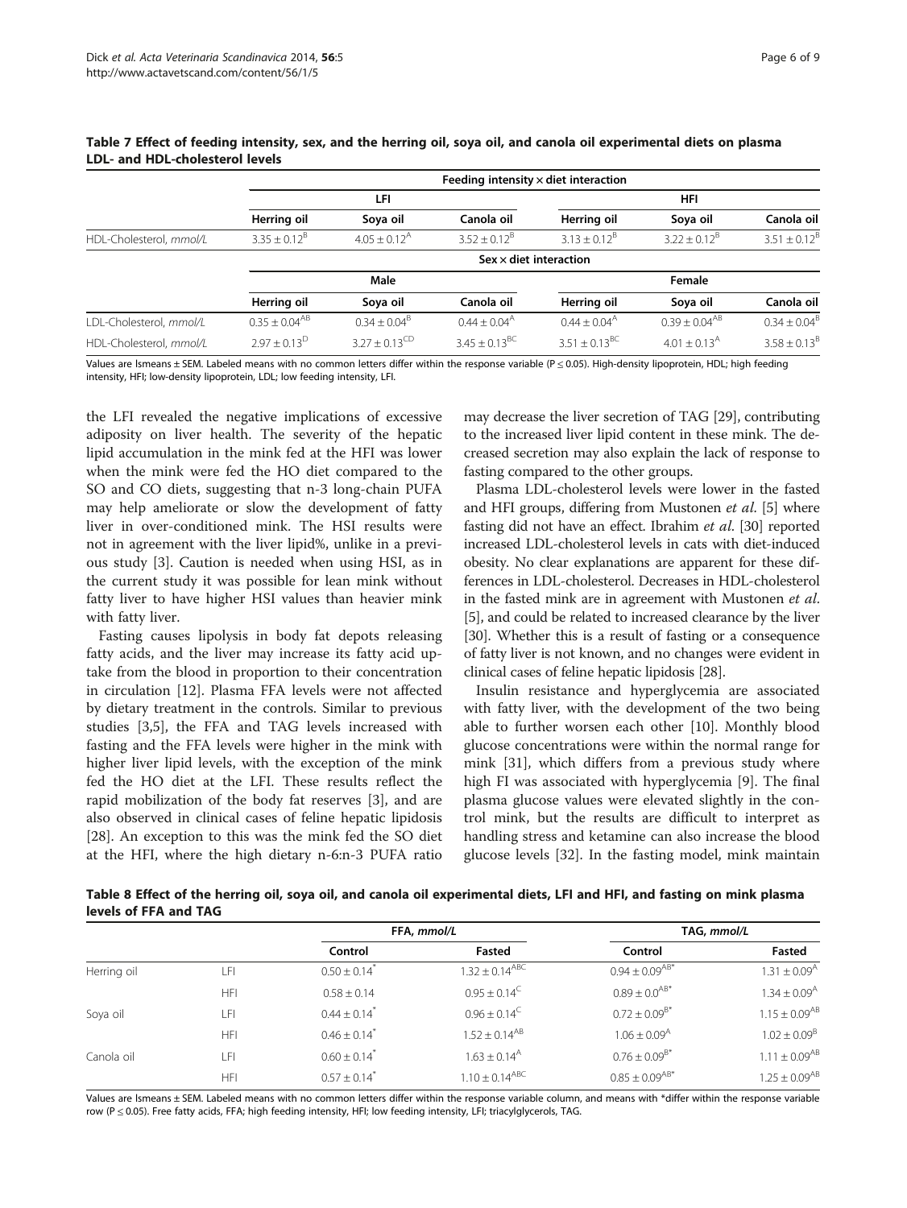**Table 7 Effect of feeding intensity, sex, and the herring oil, soya oil, and canola oil experimental diets on plasma LDL- and HDL-cholesterol levels**

| | Feeding intensity × diet interaction | | | | | |
|---|---|---|---|---|---|---|
| | LFI | | | HFI | | |
| | Herring oil | Soya oil | Canola oil | Herring oil | Soya oil | Canola oil |
| HDL-Cholesterol, *mmol/L* | 3.35 ± 0.12[B] | 4.05 ± 0.12[A] | 3.52 ± 0.12[B] | 3.13 ± 0.12[B] | 3.22 ± 0.12[B] | 3.51 ± 0.12[B] |
| | Sex × diet interaction | | | | | |
| | Male | | | Female | | |
| | Herring oil | Soya oil | Canola oil | Herring oil | Soya oil | Canola oil |
| LDL-Cholesterol, *mmol/L* | 0.35 ± 0.04[AB] | 0.34 ± 0.04[B] | 0.44 ± 0.04[A] | 0.44 ± 0.04[A] | 0.39 ± 0.04[AB] | 0.34 ± 0.04[B] |
| HDL-Cholesterol, *mmol/L* | 2.97 ± 0.13[D] | 3.27 ± 0.13[CD] | 3.45 ± 0.13[BC] | 3.51 ± 0.13[BC] | 4.01 ± 0.13[A] | 3.58 ± 0.13[B] |

Values are lsmeans ± SEM. Labeled means with no common letters differ within the response variable ($P \leq 0.05$). High-density lipoprotein, HDL; high feeding intensity, HFI; low-density lipoprotein, LDL; low feeding intensity, LFI.

the LFI revealed the negative implications of excessive adiposity on liver health. The severity of the hepatic lipid accumulation in the mink fed at the HFI was lower when the mink were fed the HO diet compared to the SO and CO diets, suggesting that n-3 long-chain PUFA may help ameliorate or slow the development of fatty liver in over-conditioned mink. The HSI results were not in agreement with the liver lipid%, unlike in a previous study [3]. Caution is needed when using HSI, as in the current study it was possible for lean mink without fatty liver to have higher HSI values than heavier mink with fatty liver.

Fasting causes lipolysis in body fat depots releasing fatty acids, and the liver may increase its fatty acid uptake from the blood in proportion to their concentration in circulation [12]. Plasma FFA levels were not affected by dietary treatment in the controls. Similar to previous studies [3,5], the FFA and TAG levels increased with fasting and the FFA levels were higher in the mink with higher liver lipid levels, with the exception of the mink fed the HO diet at the LFI. These results reflect the rapid mobilization of the body fat reserves [3], and are also observed in clinical cases of feline hepatic lipidosis [28]. An exception to this was the mink fed the SO diet at the HFI, where the high dietary n-6:n-3 PUFA ratio may decrease the liver secretion of TAG [29], contributing to the increased liver lipid content in these mink. The decreased secretion may also explain the lack of response to fasting compared to the other groups.

Plasma LDL-cholesterol levels were lower in the fasted and HFI groups, differing from Mustonen *et al.* [5] where fasting did not have an effect. Ibrahim *et al.* [30] reported increased LDL-cholesterol levels in cats with diet-induced obesity. No clear explanations are apparent for these differences in LDL-cholesterol. Decreases in HDL-cholesterol in the fasted mink are in agreement with Mustonen *et al.* [5], and could be related to increased clearance by the liver [30]. Whether this is a result of fasting or a consequence of fatty liver is not known, and no changes were evident in clinical cases of feline hepatic lipidosis [28].

Insulin resistance and hyperglycemia are associated with fatty liver, with the development of the two being able to further worsen each other [10]. Monthly blood glucose concentrations were within the normal range for mink [31], which differs from a previous study where high FI was associated with hyperglycemia [9]. The final plasma glucose values were elevated slightly in the control mink, but the results are difficult to interpret as handling stress and ketamine can also increase the blood glucose levels [32]. In the fasting model, mink maintain

**Table 8 Effect of the herring oil, soya oil, and canola oil experimental diets, LFI and HFI, and fasting on mink plasma levels of FFA and TAG**

| | | FFA, *mmol/L* | | TAG, *mmol/L* | |
|---|---|---|---|---|---|
| | | Control | Fasted | Control | Fasted |
| Herring oil | LFI | 0.50 ± 0.14* | 1.32 ± 0.14[ABC] | 0.94 ± 0.09[AB]* | 1.31 ± 0.09[A] |
| | HFI | 0.58 ± 0.14 | 0.95 ± 0.14[C] | 0.89 ± 0.0[AB]* | 1.34 ± 0.09[A] |
| Soya oil | LFI | 0.44 ± 0.14* | 0.96 ± 0.14[C] | 0.72 ± 0.09[B]* | 1.15 ± 0.09[AB] |
| | HFI | 0.46 ± 0.14* | 1.52 ± 0.14[AB] | 1.06 ± 0.09[A] | 1.02 ± 0.09[B] |
| Canola oil | LFI | 0.60 ± 0.14* | 1.63 ± 0.14[A] | 0.76 ± 0.09[B]* | 1.11 ± 0.09[AB] |
| | HFI | 0.57 ± 0.14* | 1.10 ± 0.14[ABC] | 0.85 ± 0.09[AB]* | 1.25 ± 0.09[AB] |

Values are lsmeans ± SEM. Labeled means with no common letters differ within the response variable column, and means with *differ within the response variable row ($P \leq 0.05$). Free fatty acids, FFA; high feeding intensity, HFI; low feeding intensity, LFI; triacylglycerols, TAG.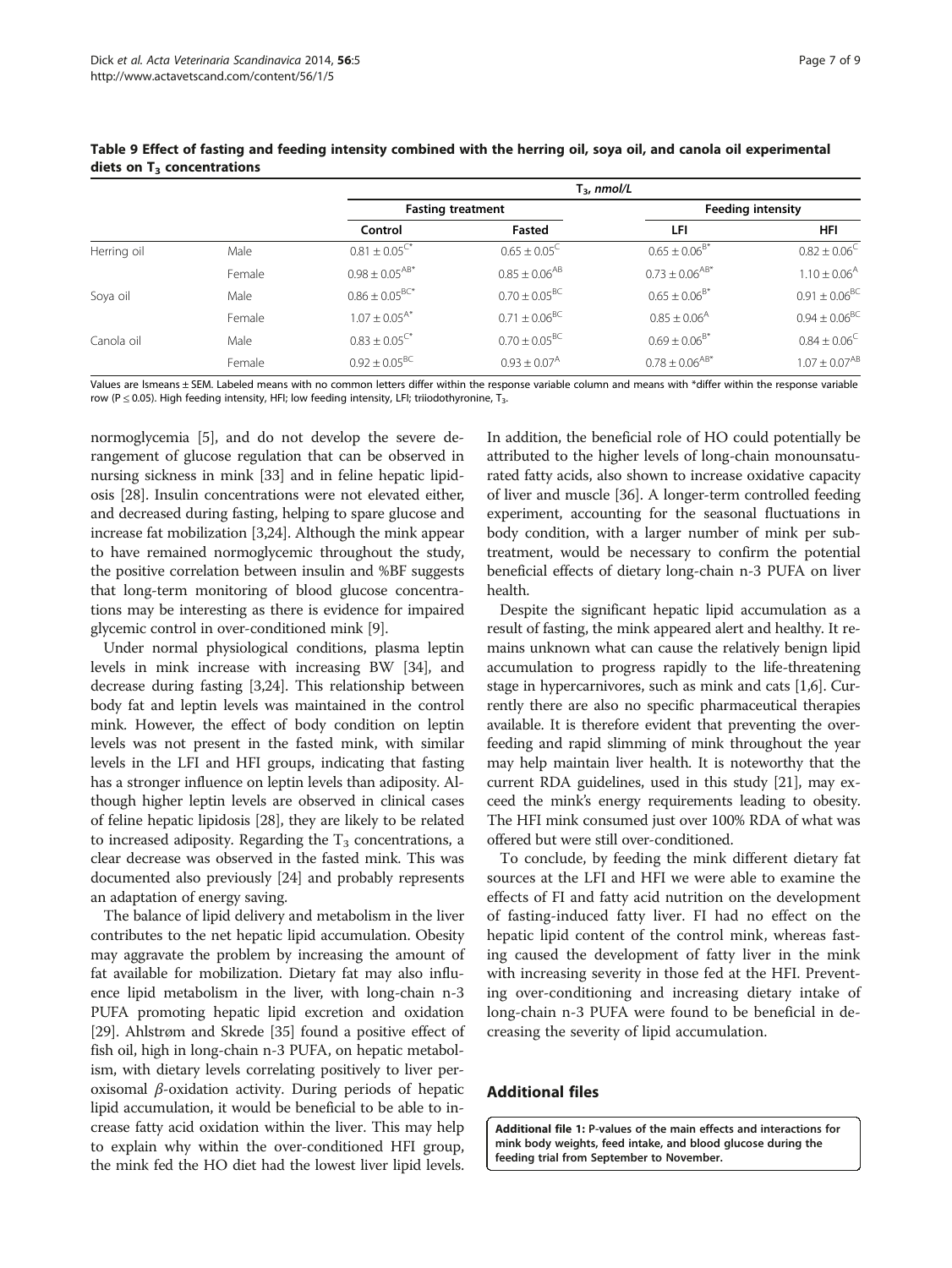**Table 9 Effect of fasting and feeding intensity combined with the herring oil, soya oil, and canola oil experimental diets on $T_3$ concentrations**

| | | $T_3$, *nmol/L* | | | |
|---|---|---|---|---|---|
| | | Fasting treatment | | Feeding intensity | |
| | | Control | Fasted | LFI | HFI |
| Herring oil | Male | $0.81 \pm 0.05^{C*}$ | $0.65 \pm 0.05^{C}$ | $0.65 \pm 0.06^{B*}$ | $0.82 \pm 0.06^{C}$ |
| | Female | $0.98 \pm 0.05^{AB*}$ | $0.85 \pm 0.06^{AB}$ | $0.73 \pm 0.06^{AB*}$ | $1.10 \pm 0.06^{A}$ |
| Soya oil | Male | $0.86 \pm 0.05^{BC*}$ | $0.70 \pm 0.05^{BC}$ | $0.65 \pm 0.06^{B*}$ | $0.91 \pm 0.06^{BC}$ |
| | Female | $1.07 \pm 0.05^{A*}$ | $0.71 \pm 0.06^{BC}$ | $0.85 \pm 0.06^{A}$ | $0.94 \pm 0.06^{BC}$ |
| Canola oil | Male | $0.83 \pm 0.05^{C*}$ | $0.70 \pm 0.05^{BC}$ | $0.69 \pm 0.06^{B*}$ | $0.84 \pm 0.06^{C}$ |
| | Female | $0.92 \pm 0.05^{BC}$ | $0.93 \pm 0.07^{A}$ | $0.78 \pm 0.06^{AB*}$ | $1.07 \pm 0.07^{AB}$ |

Values are lsmeans ± SEM. Labeled means with no common letters differ within the response variable column and means with *differ within the response variable row ($P \leq 0.05$). High feeding intensity, HFI; low feeding intensity, LFI; triiodothyronine, $T_3$.

normoglycemia [5], and do not develop the severe derangement of glucose regulation that can be observed in nursing sickness in mink [33] and in feline hepatic lipidosis [28]. Insulin concentrations were not elevated either, and decreased during fasting, helping to spare glucose and increase fat mobilization [3,24]. Although the mink appear to have remained normoglycemic throughout the study, the positive correlation between insulin and %BF suggests that long-term monitoring of blood glucose concentrations may be interesting as there is evidence for impaired glycemic control in over-conditioned mink [9].

Under normal physiological conditions, plasma leptin levels in mink increase with increasing BW [34], and decrease during fasting [3,24]. This relationship between body fat and leptin levels was maintained in the control mink. However, the effect of body condition on leptin levels was not present in the fasted mink, with similar levels in the LFI and HFI groups, indicating that fasting has a stronger influence on leptin levels than adiposity. Although higher leptin levels are observed in clinical cases of feline hepatic lipidosis [28], they are likely to be related to increased adiposity. Regarding the $T_3$ concentrations, a clear decrease was observed in the fasted mink. This was documented also previously [24] and probably represents an adaptation of energy saving.

The balance of lipid delivery and metabolism in the liver contributes to the net hepatic lipid accumulation. Obesity may aggravate the problem by increasing the amount of fat available for mobilization. Dietary fat may also influence lipid metabolism in the liver, with long-chain n-3 PUFA promoting hepatic lipid excretion and oxidation [29]. Ahlstrøm and Skrede [35] found a positive effect of fish oil, high in long-chain n-3 PUFA, on hepatic metabolism, with dietary levels correlating positively to liver peroxisomal $\beta$-oxidation activity. During periods of hepatic lipid accumulation, it would be beneficial to be able to increase fatty acid oxidation within the liver. This may help to explain why within the over-conditioned HFI group, the mink fed the HO diet had the lowest liver lipid levels. In addition, the beneficial role of HO could potentially be attributed to the higher levels of long-chain monounsaturated fatty acids, also shown to increase oxidative capacity of liver and muscle [36]. A longer-term controlled feeding experiment, accounting for the seasonal fluctuations in body condition, with a larger number of mink per subtreatment, would be necessary to confirm the potential beneficial effects of dietary long-chain n-3 PUFA on liver health.

Despite the significant hepatic lipid accumulation as a result of fasting, the mink appeared alert and healthy. It remains unknown what can cause the relatively benign lipid accumulation to progress rapidly to the life-threatening stage in hypercarnivores, such as mink and cats [1,6]. Currently there are also no specific pharmaceutical therapies available. It is therefore evident that preventing the overfeeding and rapid slimming of mink throughout the year may help maintain liver health. It is noteworthy that the current RDA guidelines, used in this study [21], may exceed the mink's energy requirements leading to obesity. The HFI mink consumed just over 100% RDA of what was offered but were still over-conditioned.

To conclude, by feeding the mink different dietary fat sources at the LFI and HFI we were able to examine the effects of FI and fatty acid nutrition on the development of fasting-induced fatty liver. FI had no effect on the hepatic lipid content of the control mink, whereas fasting caused the development of fatty liver in the mink with increasing severity in those fed at the HFI. Preventing over-conditioning and increasing dietary intake of long-chain n-3 PUFA were found to be beneficial in decreasing the severity of lipid accumulation.

## Additional files

**Additional file 1: P-values of the main effects and interactions for mink body weights, feed intake, and blood glucose during the feeding trial from September to November.**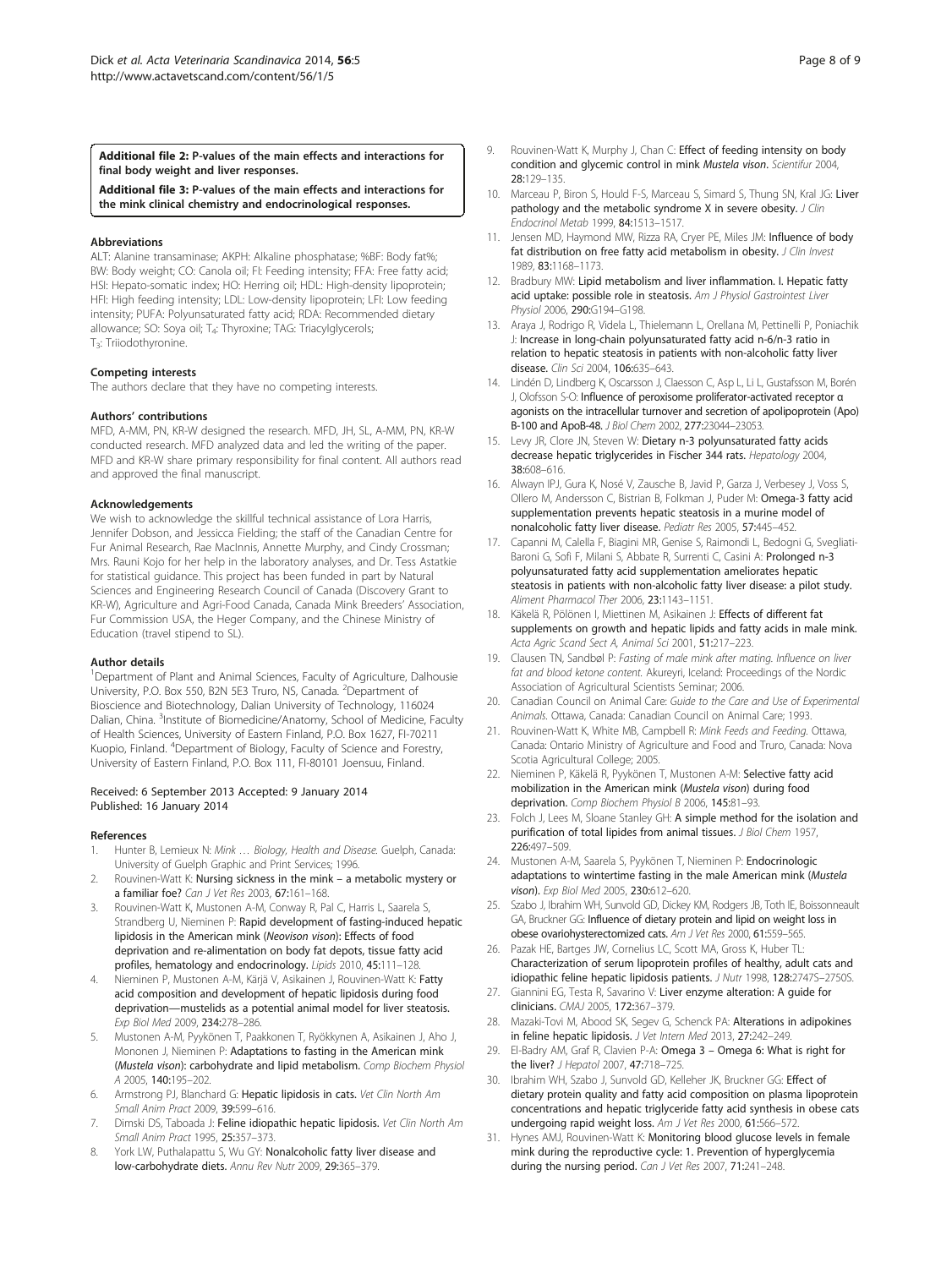**Additional file 2: P-values of the main effects and interactions for final body weight and liver responses.**

**Additional file 3: P-values of the main effects and interactions for the mink clinical chemistry and endocrinological responses.**

#### Abbreviations

ALT: Alanine transaminase; AKPH: Alkaline phosphatase; %BF: Body fat%; BW: Body weight; CO: Canola oil; FI: Feeding intensity; FFA: Free fatty acid; HSI: Hepato-somatic index; HO: Herring oil; HDL: High-density lipoprotein; HFI: High feeding intensity; LDL: Low-density lipoprotein; LFI: Low feeding intensity; PUFA: Polyunsaturated fatty acid; RDA: Recommended dietary allowance; SO: Soya oil; $T_4$: Thyroxine; TAG: Triacylglycerols; $T_3$: Triiodothyronine.

#### Competing interests

The authors declare that they have no competing interests.

#### Authors' contributions

MFD, A-MM, PN, KR-W designed the research. MFD, JH, SL, A-MM, PN, KR-W conducted research. MFD analyzed data and led the writing of the paper. MFD and KR-W share primary responsibility for final content. All authors read and approved the final manuscript.

#### Acknowledgements

We wish to acknowledge the skillful technical assistance of Lora Harris, Jennifer Dobson, and Jessicca Fielding; the staff of the Canadian Centre for Fur Animal Research, Rae MacInnis, Annette Murphy, and Cindy Crossman; Mrs. Rauni Kojo for her help in the laboratory analyses, and Dr. Tess Astatkie for statistical guidance. This project has been funded in part by Natural Sciences and Engineering Research Council of Canada (Discovery Grant to KR-W), Agriculture and Agri-Food Canada, Canada Mink Breeders' Association, Fur Commission USA, the Heger Company, and the Chinese Ministry of Education (travel stipend to SL).

#### Author details

[1]Department of Plant and Animal Sciences, Faculty of Agriculture, Dalhousie University, P.O. Box 550, B2N 5E3 Truro, NS, Canada. [2]Department of Bioscience and Biotechnology, Dalian University of Technology, 116024 Dalian, China. [3]Institute of Biomedicine/Anatomy, School of Medicine, Faculty of Health Sciences, University of Eastern Finland, P.O. Box 1627, FI-70211 Kuopio, Finland. [4]Department of Biology, Faculty of Science and Forestry, University of Eastern Finland, P.O. Box 111, FI-80101 Joensuu, Finland.

Received: 6 September 2013 Accepted: 9 January 2014
Published: 16 January 2014

#### References

1. Hunter B, Lemieux N: *Mink … Biology, Health and Disease.* Guelph, Canada: University of Guelph Graphic and Print Services; 1996.
2. Rouvinen-Watt K: **Nursing sickness in the mink – a metabolic mystery or a familiar foe?** *Can J Vet Res* 2003, **67:**161–168.
3. Rouvinen-Watt K, Mustonen A-M, Conway R, Pal C, Harris L, Saarela S, Strandberg U, Nieminen P: **Rapid development of fasting-induced hepatic lipidosis in the American mink (*Neovison vison*): Effects of food deprivation and re-alimentation on body fat depots, tissue fatty acid profiles, hematology and endocrinology.** *Lipids* 2010, **45:**111–128.
4. Nieminen P, Mustonen A-M, Kärjä V, Asikainen J, Rouvinen-Watt K: **Fatty acid composition and development of hepatic lipidosis during food deprivation—mustelids as a potential animal model for liver steatosis.** *Exp Biol Med* 2009, **234:**278–286.
5. Mustonen A-M, Pyykönen T, Paakkonen T, Ryökkynen A, Asikainen J, Aho J, Mononen J, Nieminen P: **Adaptations to fasting in the American mink (*Mustela vison*): carbohydrate and lipid metabolism.** *Comp Biochem Physiol A* 2005, **140:**195–202.
6. Armstrong PJ, Blanchard G: **Hepatic lipidosis in cats.** *Vet Clin North Am Small Anim Pract* 2009, **39:**599–616.
7. Dimski DS, Taboada J: **Feline idiopathic hepatic lipidosis.** *Vet Clin North Am Small Anim Pract* 1995, **25:**357–373.
8. York LW, Puthalapattu S, Wu GY: **Nonalcoholic fatty liver disease and low-carbohydrate diets.** *Annu Rev Nutr* 2009, **29:**365–379.
9. Rouvinen-Watt K, Murphy J, Chan C: **Effect of feeding intensity on body condition and glycemic control in mink *Mustela vison*.** *Scientifur* 2004, **28:**129–135.
10. Marceau P, Biron S, Hould F-S, Marceau S, Simard S, Thung SN, Kral JG: **Liver pathology and the metabolic syndrome X in severe obesity.** *J Clin Endocrinol Metab* 1999, **84:**1513–1517.
11. Jensen MD, Haymond MW, Rizza RA, Cryer PE, Miles JM: **Influence of body fat distribution on free fatty acid metabolism in obesity.** *J Clin Invest* 1989, **83:**1168–1173.
12. Bradbury MW: **Lipid metabolism and liver inflammation. I. Hepatic fatty acid uptake: possible role in steatosis.** *Am J Physiol Gastrointest Liver Physiol* 2006, **290:**G194–G198.
13. Araya J, Rodrigo R, Videla L, Thielemann L, Orellana M, Pettinelli P, Poniachik J: **Increase in long-chain polyunsaturated fatty acid n-6/n-3 ratio in relation to hepatic steatosis in patients with non-alcoholic fatty liver disease.** *Clin Sci* 2004, **106:**635–643.
14. Lindén D, Lindberg K, Oscarsson J, Claesson C, Asp L, Li L, Gustafsson M, Borén J, Olofsson S-O: **Influence of peroxisome proliferator-activated receptor α agonists on the intracellular turnover and secretion of apolipoprotein (Apo) B-100 and ApoB-48.** *J Biol Chem* 2002, **277:**23044–23053.
15. Levy JR, Clore JN, Steven W: **Dietary n-3 polyunsaturated fatty acids decrease hepatic triglycerides in Fischer 344 rats.** *Hepatology* 2004, **38:**608–616.
16. Alwayn IPJ, Gura K, Nosé V, Zausche B, Javid P, Garza J, Verbesey J, Voss S, Ollero M, Andersson C, Bistrian B, Folkman J, Puder M: **Omega-3 fatty acid supplementation prevents hepatic steatosis in a murine model of nonalcoholic fatty liver disease.** *Pediatr Res* 2005, **57:**445–452.
17. Capanni M, Calella F, Biagini MR, Genise S, Raimondi L, Bedogni G, Svegliati-Baroni G, Sofi F, Milani S, Abbate R, Surrenti C, Casini A: **Prolonged n-3 polyunsaturated fatty acid supplementation ameliorates hepatic steatosis in patients with non-alcoholic fatty liver disease: a pilot study.** *Aliment Pharmacol Ther* 2006, **23:**1143–1151.
18. Käkelä R, Pölönen I, Miettinen M, Asikainen J: **Effects of different fat supplements on growth and hepatic lipids and fatty acids in male mink.** *Acta Agric Scand Sect A, Animal Sci* 2001, **51:**217–223.
19. Clausen TN, Sandbøl P: *Fasting of male mink after mating. Influence on liver fat and blood ketone content.* Akureyri, Iceland: Proceedings of the Nordic Association of Agricultural Scientists Seminar; 2006.
20. Canadian Council on Animal Care: *Guide to the Care and Use of Experimental Animals.* Ottawa, Canada: Canadian Council on Animal Care; 1993.
21. Rouvinen-Watt K, White MB, Campbell R: *Mink Feeds and Feeding.* Ottawa, Canada: Ontario Ministry of Agriculture and Food and Truro, Canada: Nova Scotia Agricultural College; 2005.
22. Nieminen P, Käkelä R, Pyykönen T, Mustonen A-M: **Selective fatty acid mobilization in the American mink (*Mustela vison*) during food deprivation.** *Comp Biochem Physiol B* 2006, **145:**81–93.
23. Folch J, Lees M, Sloane Stanley GH: **A simple method for the isolation and purification of total lipides from animal tissues.** *J Biol Chem* 1957, **226:**497–509.
24. Mustonen A-M, Saarela S, Pyykönen T, Nieminen P: **Endocrinologic adaptations to wintertime fasting in the male American mink (*Mustela vison*).** *Exp Biol Med* 2005, **230:**612–620.
25. Szabo J, Ibrahim WH, Sunvold GD, Dickey KM, Rodgers JB, Toth IE, Boissonneault GA, Bruckner GG: **Influence of dietary protein and lipid on weight loss in obese ovariohysterectomized cats.** *Am J Vet Res* 2000, **61:**559–565.
26. Pazak HE, Bartges JW, Cornelius LC, Scott MA, Gross K, Huber TL: **Characterization of serum lipoprotein profiles of healthy, adult cats and idiopathic feline hepatic lipidosis patients.** *J Nutr* 1998, **128:**2747S–2750S.
27. Giannini EG, Testa R, Savarino V: **Liver enzyme alteration: A guide for clinicians.** *CMAJ* 2005, **172:**367–379.
28. Mazaki-Tovi M, Abood SK, Segev G, Schenck PA: **Alterations in adipokines in feline hepatic lipidosis.** *J Vet Intern Med* 2013, **27:**242–249.
29. El-Badry AM, Graf R, Clavien P-A: **Omega 3 – Omega 6: What is right for the liver?** *J Hepatol* 2007, **47:**718–725.
30. Ibrahim WH, Szabo J, Sunvold GD, Kelleher JK, Bruckner GG: **Effect of dietary protein quality and fatty acid composition on plasma lipoprotein concentrations and hepatic triglyceride fatty acid synthesis in obese cats undergoing rapid weight loss.** *Am J Vet Res* 2000, **61:**566–572.
31. Hynes AMJ, Rouvinen-Watt K: **Monitoring blood glucose levels in female mink during the reproductive cycle: 1. Prevention of hyperglycemia during the nursing period.** *Can J Vet Res* 2007, **71:**241–248.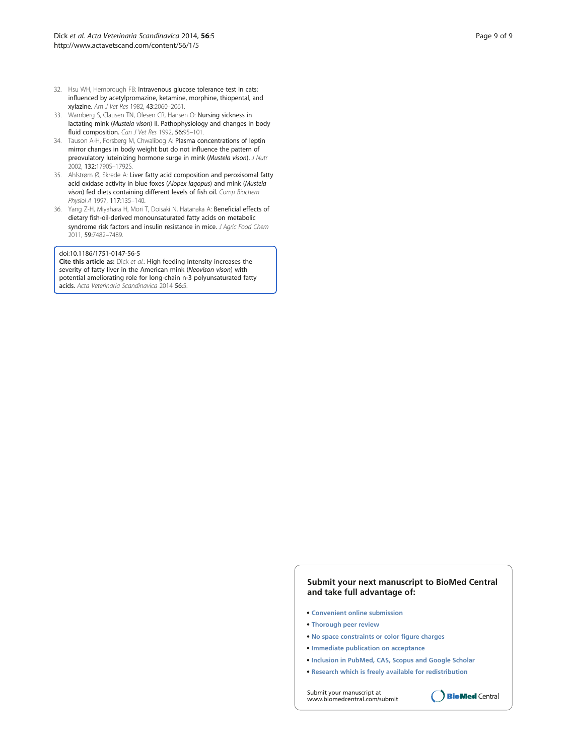32. Hsu WH, Hembrough FB: **Intravenous glucose tolerance test in cats: influenced by acetylpromazine, ketamine, morphine, thiopental, and xylazine.** *Am J Vet Res* 1982, **43:**2060–2061.
33. Wamberg S, Clausen TN, Olesen CR, Hansen O: **Nursing sickness in lactating mink (*Mustela vison*) II. Pathophysiology and changes in body fluid composition.** *Can J Vet Res* 1992, **56:**95–101.
34. Tauson A-H, Forsberg M, Chwalibog A: **Plasma concentrations of leptin mirror changes in body weight but do not influence the pattern of preovulatory luteinizing hormone surge in mink (*Mustela vison*).** *J Nutr* 2002, **132:**1790S–1792S.
35. Ahlstrøm Ø, Skrede A: **Liver fatty acid composition and peroxisomal fatty acid oxidase activity in blue foxes (*Alopex lagopus*) and mink (*Mustela vison*) fed diets containing different levels of fish oil.** *Comp Biochem Physiol A* 1997, **117:**135–140.
36. Yang Z-H, Miyahara H, Mori T, Doisaki N, Hatanaka A: **Beneficial effects of dietary fish-oil-derived monounsaturated fatty acids on metabolic syndrome risk factors and insulin resistance in mice.** *J Agric Food Chem* 2011, **59:**7482–7489.

doi:10.1186/1751-0147-56-5
**Cite this article as:** Dick *et al.*: High feeding intensity increases the severity of fatty liver in the American mink (*Neovison vison*) with potential ameliorating role for long-chain n-3 polyunsaturated fatty acids. *Acta Veterinaria Scandinavica* 2014 **56**:5.

**Submit your next manuscript to BioMed Central and take full advantage of:**

- **Convenient online submission**
- **Thorough peer review**
- **No space constraints or color figure charges**
- **Immediate publication on acceptance**
- **Inclusion in PubMed, CAS, Scopus and Google Scholar**
- **Research which is freely available for redistribution**

Submit your manuscript at
www.biomedcentral.com/submit

BioMed Central